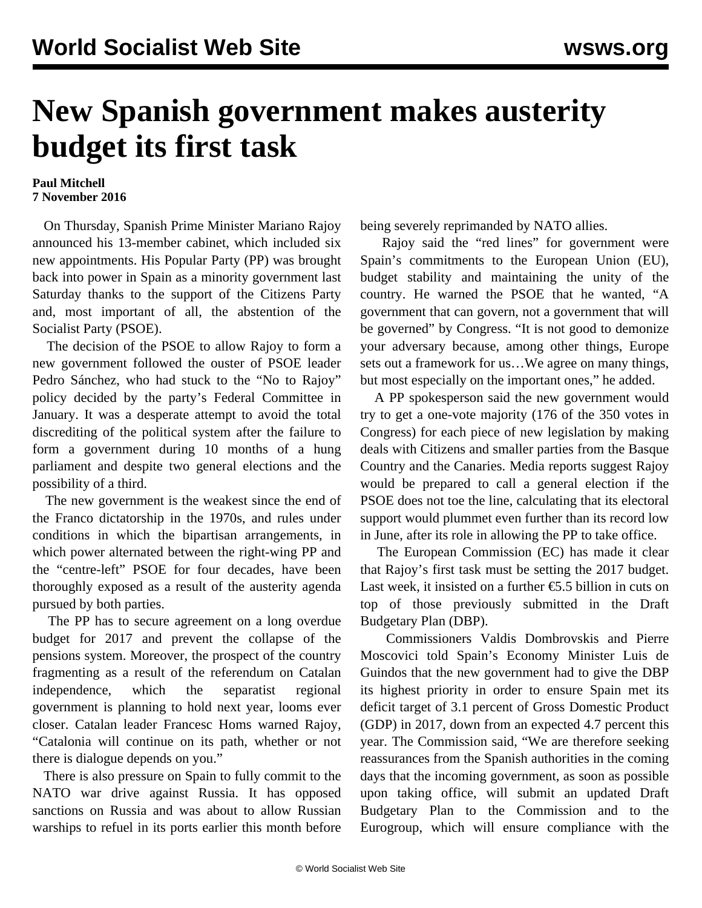# New Spanish government makes austerity budget its first task

**Paul Mitchell**
**7 November 2016**

On Thursday, Spanish Prime Minister Mariano Rajoy announced his 13-member cabinet, which included six new appointments. His Popular Party (PP) was brought back into power in Spain as a minority government last Saturday thanks to the support of the Citizens Party and, most important of all, the abstention of the Socialist Party (PSOE).

The decision of the PSOE to allow Rajoy to form a new government followed the ouster of PSOE leader Pedro Sánchez, who had stuck to the "No to Rajoy" policy decided by the party's Federal Committee in January. It was a desperate attempt to avoid the total discrediting of the political system after the failure to form a government during 10 months of a hung parliament and despite two general elections and the possibility of a third.

The new government is the weakest since the end of the Franco dictatorship in the 1970s, and rules under conditions in which the bipartisan arrangements, in which power alternated between the right-wing PP and the "centre-left" PSOE for four decades, have been thoroughly exposed as a result of the austerity agenda pursued by both parties.

The PP has to secure agreement on a long overdue budget for 2017 and prevent the collapse of the pensions system. Moreover, the prospect of the country fragmenting as a result of the referendum on Catalan independence, which the separatist regional government is planning to hold next year, looms ever closer. Catalan leader Francesc Homs warned Rajoy, "Catalonia will continue on its path, whether or not there is dialogue depends on you."

There is also pressure on Spain to fully commit to the NATO war drive against Russia. It has opposed sanctions on Russia and was about to allow Russian warships to refuel in its ports earlier this month before being severely reprimanded by NATO allies.

Rajoy said the "red lines" for government were Spain's commitments to the European Union (EU), budget stability and maintaining the unity of the country. He warned the PSOE that he wanted, "A government that can govern, not a government that will be governed" by Congress. "It is not good to demonize your adversary because, among other things, Europe sets out a framework for us…We agree on many things, but most especially on the important ones," he added.

A PP spokesperson said the new government would try to get a one-vote majority (176 of the 350 votes in Congress) for each piece of new legislation by making deals with Citizens and smaller parties from the Basque Country and the Canaries. Media reports suggest Rajoy would be prepared to call a general election if the PSOE does not toe the line, calculating that its electoral support would plummet even further than its record low in June, after its role in allowing the PP to take office.

The European Commission (EC) has made it clear that Rajoy's first task must be setting the 2017 budget. Last week, it insisted on a further €5.5 billion in cuts on top of those previously submitted in the Draft Budgetary Plan (DBP).

Commissioners Valdis Dombrovskis and Pierre Moscovici told Spain's Economy Minister Luis de Guindos that the new government had to give the DBP its highest priority in order to ensure Spain met its deficit target of 3.1 percent of Gross Domestic Product (GDP) in 2017, down from an expected 4.7 percent this year. The Commission said, "We are therefore seeking reassurances from the Spanish authorities in the coming days that the incoming government, as soon as possible upon taking office, will submit an updated Draft Budgetary Plan to the Commission and to the Eurogroup, which will ensure compliance with the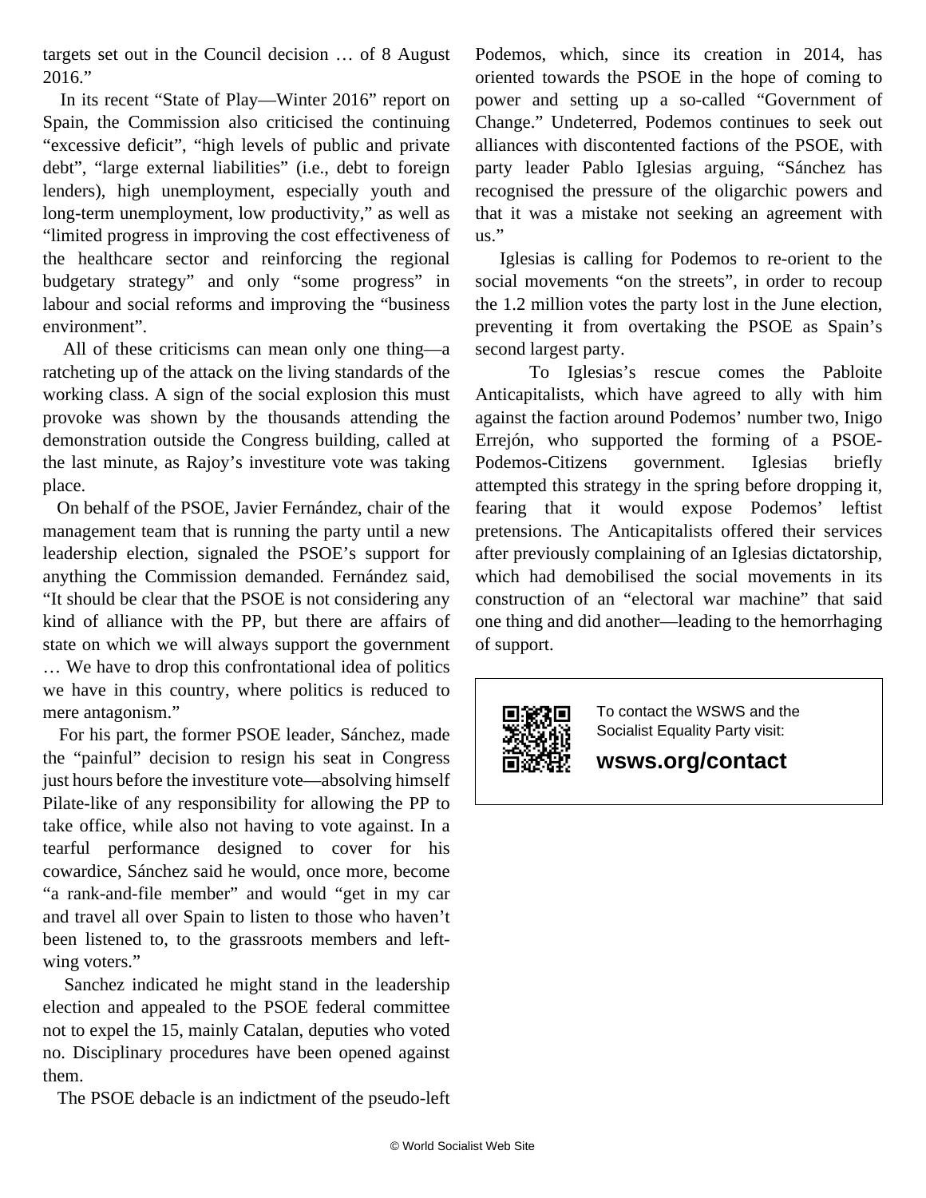targets set out in the Council decision … of 8 August 2016."

In its recent "State of Play—Winter 2016" report on Spain, the Commission also criticised the continuing "excessive deficit", "high levels of public and private debt", "large external liabilities" (i.e., debt to foreign lenders), high unemployment, especially youth and long-term unemployment, low productivity," as well as "limited progress in improving the cost effectiveness of the healthcare sector and reinforcing the regional budgetary strategy" and only "some progress" in labour and social reforms and improving the "business environment".

All of these criticisms can mean only one thing—a ratcheting up of the attack on the living standards of the working class. A sign of the social explosion this must provoke was shown by the thousands attending the demonstration outside the Congress building, called at the last minute, as Rajoy's investiture vote was taking place.

On behalf of the PSOE, Javier Fernández, chair of the management team that is running the party until a new leadership election, signaled the PSOE's support for anything the Commission demanded. Fernández said, "It should be clear that the PSOE is not considering any kind of alliance with the PP, but there are affairs of state on which we will always support the government … We have to drop this confrontational idea of politics we have in this country, where politics is reduced to mere antagonism."

For his part, the former PSOE leader, Sánchez, made the "painful" decision to resign his seat in Congress just hours before the investiture vote—absolving himself Pilate-like of any responsibility for allowing the PP to take office, while also not having to vote against. In a tearful performance designed to cover for his cowardice, Sánchez said he would, once more, become "a rank-and-file member" and would "get in my car and travel all over Spain to listen to those who haven't been listened to, to the grassroots members and left-wing voters."

Sanchez indicated he might stand in the leadership election and appealed to the PSOE federal committee not to expel the 15, mainly Catalan, deputies who voted no. Disciplinary procedures have been opened against them.

The PSOE debacle is an indictment of the pseudo-left Podemos, which, since its creation in 2014, has oriented towards the PSOE in the hope of coming to power and setting up a so-called "Government of Change." Undeterred, Podemos continues to seek out alliances with discontented factions of the PSOE, with party leader Pablo Iglesias arguing, "Sánchez has recognised the pressure of the oligarchic powers and that it was a mistake not seeking an agreement with us."

Iglesias is calling for Podemos to re-orient to the social movements "on the streets", in order to recoup the 1.2 million votes the party lost in the June election, preventing it from overtaking the PSOE as Spain's second largest party.

To Iglesias's rescue comes the Pabloite Anticapitalists, which have agreed to ally with him against the faction around Podemos' number two, Inigo Errejón, who supported the forming of a PSOE-Podemos-Citizens government. Iglesias briefly attempted this strategy in the spring before dropping it, fearing that it would expose Podemos' leftist pretensions. The Anticapitalists offered their services after previously complaining of an Iglesias dictatorship, which had demobilised the social movements in its construction of an "electoral war machine" that said one thing and did another—leading to the hemorrhaging of support.

To contact the WSWS and the Socialist Equality Party visit:

**wsws.org/contact**